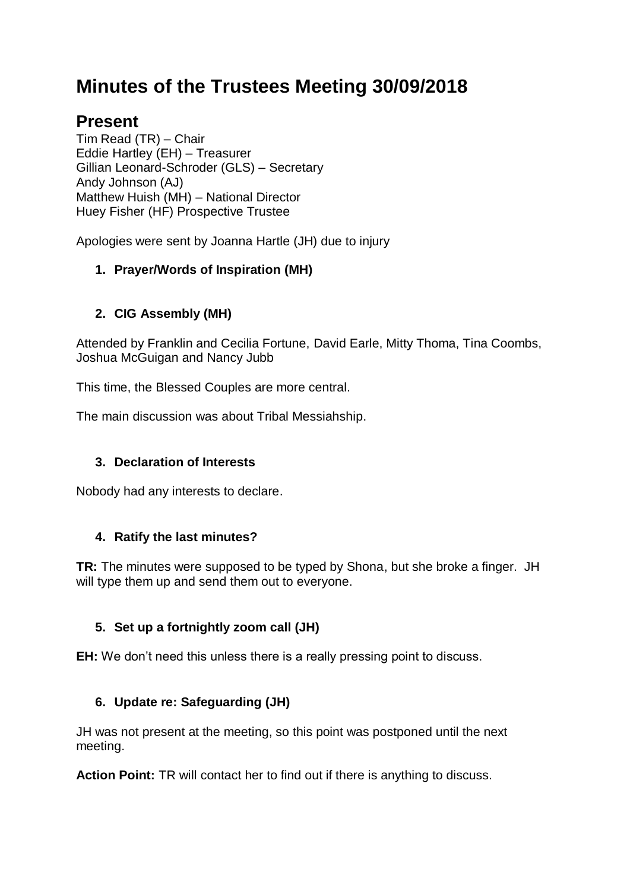# Minutes of the Trustees Meeting 30/09/2018

## Present

Tim Read (TR) – Chair
Eddie Hartley (EH) – Treasurer
Gillian Leonard-Schroder (GLS) – Secretary
Andy Johnson (AJ)
Matthew Huish (MH) – National Director
Huey Fisher (HF) Prospective Trustee

Apologies were sent by Joanna Hartle (JH) due to injury

1. **Prayer/Words of Inspiration (MH)**

2. **CIG Assembly (MH)**

Attended by Franklin and Cecilia Fortune, David Earle, Mitty Thoma, Tina Coombs, Joshua McGuigan and Nancy Jubb

This time, the Blessed Couples are more central.

The main discussion was about Tribal Messiahship.

3. **Declaration of Interests**

Nobody had any interests to declare.

4. **Ratify the last minutes?**

**TR:** The minutes were supposed to be typed by Shona, but she broke a finger. JH will type them up and send them out to everyone.

5. **Set up a fortnightly zoom call (JH)**

**EH:** We don't need this unless there is a really pressing point to discuss.

6. **Update re: Safeguarding (JH)**

JH was not present at the meeting, so this point was postponed until the next meeting.

**Action Point:** TR will contact her to find out if there is anything to discuss.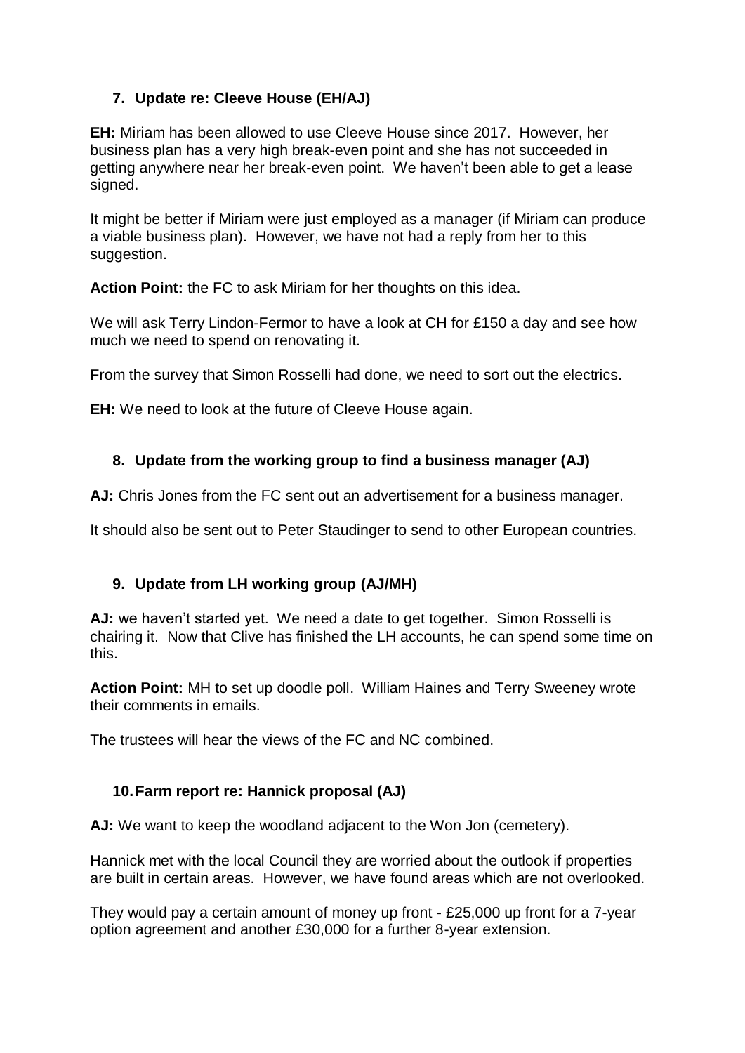## 7. Update re: Cleeve House (EH/AJ)

**EH:** Miriam has been allowed to use Cleeve House since 2017. However, her business plan has a very high break-even point and she has not succeeded in getting anywhere near her break-even point. We haven't been able to get a lease signed.

It might be better if Miriam were just employed as a manager (if Miriam can produce a viable business plan). However, we have not had a reply from her to this suggestion.

**Action Point:** the FC to ask Miriam for her thoughts on this idea.

We will ask Terry Lindon-Fermor to have a look at CH for £150 a day and see how much we need to spend on renovating it.

From the survey that Simon Rosselli had done, we need to sort out the electrics.

**EH:** We need to look at the future of Cleeve House again.

## 8. Update from the working group to find a business manager (AJ)

**AJ:** Chris Jones from the FC sent out an advertisement for a business manager.

It should also be sent out to Peter Staudinger to send to other European countries.

## 9. Update from LH working group (AJ/MH)

**AJ:** we haven't started yet. We need a date to get together. Simon Rosselli is chairing it. Now that Clive has finished the LH accounts, he can spend some time on this.

**Action Point:** MH to set up doodle poll. William Haines and Terry Sweeney wrote their comments in emails.

The trustees will hear the views of the FC and NC combined.

## 10. Farm report re: Hannick proposal (AJ)

**AJ:** We want to keep the woodland adjacent to the Won Jon (cemetery).

Hannick met with the local Council they are worried about the outlook if properties are built in certain areas. However, we have found areas which are not overlooked.

They would pay a certain amount of money up front - £25,000 up front for a 7-year option agreement and another £30,000 for a further 8-year extension.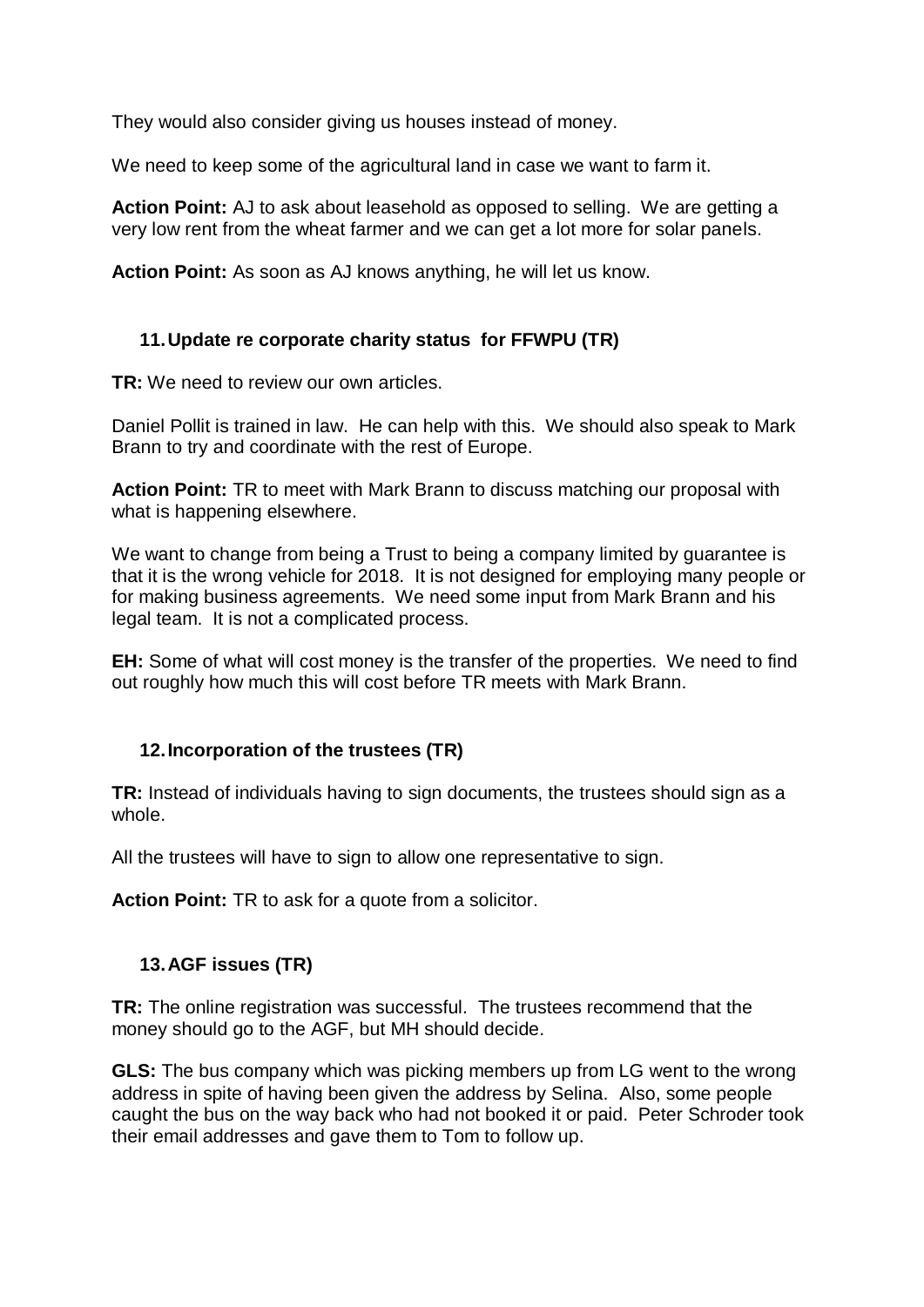They would also consider giving us houses instead of money.

We need to keep some of the agricultural land in case we want to farm it.

**Action Point:** AJ to ask about leasehold as opposed to selling. We are getting a very low rent from the wheat farmer and we can get a lot more for solar panels.

**Action Point:** As soon as AJ knows anything, he will let us know.

### 11. Update re corporate charity status for FFWPU (TR)

**TR:** We need to review our own articles.

Daniel Pollit is trained in law. He can help with this. We should also speak to Mark Brann to try and coordinate with the rest of Europe.

**Action Point:** TR to meet with Mark Brann to discuss matching our proposal with what is happening elsewhere.

We want to change from being a Trust to being a company limited by guarantee is that it is the wrong vehicle for 2018. It is not designed for employing many people or for making business agreements. We need some input from Mark Brann and his legal team. It is not a complicated process.

**EH:** Some of what will cost money is the transfer of the properties. We need to find out roughly how much this will cost before TR meets with Mark Brann.

### 12. Incorporation of the trustees (TR)

**TR:** Instead of individuals having to sign documents, the trustees should sign as a whole.

All the trustees will have to sign to allow one representative to sign.

**Action Point:** TR to ask for a quote from a solicitor.

### 13. AGF issues (TR)

**TR:** The online registration was successful. The trustees recommend that the money should go to the AGF, but MH should decide.

**GLS:** The bus company which was picking members up from LG went to the wrong address in spite of having been given the address by Selina. Also, some people caught the bus on the way back who had not booked it or paid. Peter Schroder took their email addresses and gave them to Tom to follow up.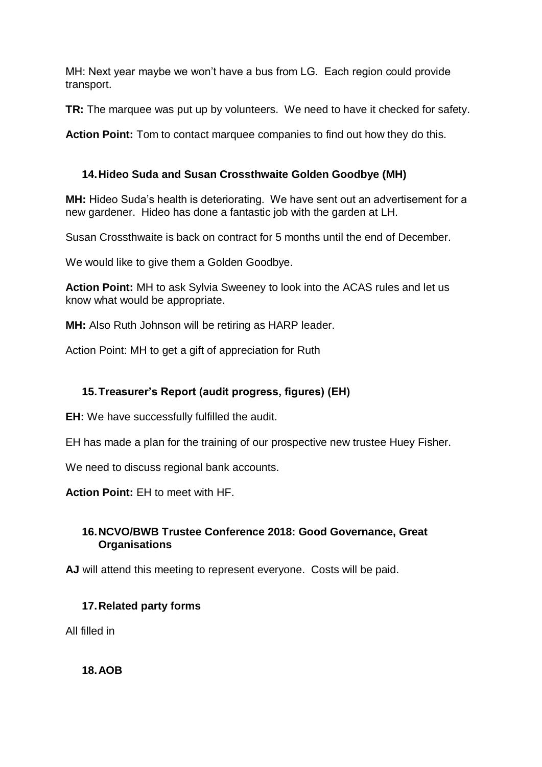MH: Next year maybe we won't have a bus from LG. Each region could provide transport.

**TR:** The marquee was put up by volunteers. We need to have it checked for safety.

**Action Point:** Tom to contact marquee companies to find out how they do this.

### 14. Hideo Suda and Susan Crossthwaite Golden Goodbye (MH)

**MH:** Hideo Suda's health is deteriorating. We have sent out an advertisement for a new gardener. Hideo has done a fantastic job with the garden at LH.

Susan Crossthwaite is back on contract for 5 months until the end of December.

We would like to give them a Golden Goodbye.

**Action Point:** MH to ask Sylvia Sweeney to look into the ACAS rules and let us know what would be appropriate.

**MH:** Also Ruth Johnson will be retiring as HARP leader.

Action Point: MH to get a gift of appreciation for Ruth

### 15. Treasurer's Report (audit progress, figures) (EH)

**EH:** We have successfully fulfilled the audit.

EH has made a plan for the training of our prospective new trustee Huey Fisher.

We need to discuss regional bank accounts.

**Action Point:** EH to meet with HF.

### 16. NCVO/BWB Trustee Conference 2018: Good Governance, Great Organisations

**AJ** will attend this meeting to represent everyone. Costs will be paid.

### 17. Related party forms

All filled in

### 18. AOB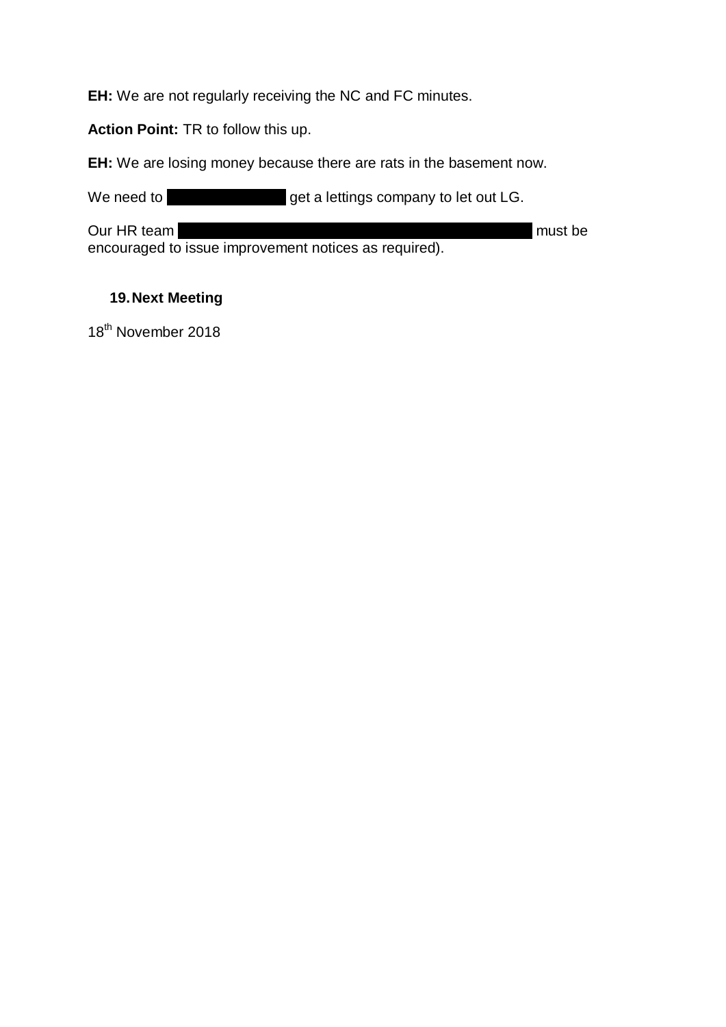**EH:** We are not regularly receiving the NC and FC minutes.

**Action Point:** TR to follow this up.

**EH:** We are losing money because there are rats in the basement now.

We need to ██████████ get a lettings company to let out LG.

Our HR team ████████████████████████████████ must be encouraged to issue improvement notices as required).

## 19. Next Meeting

18th November 2018